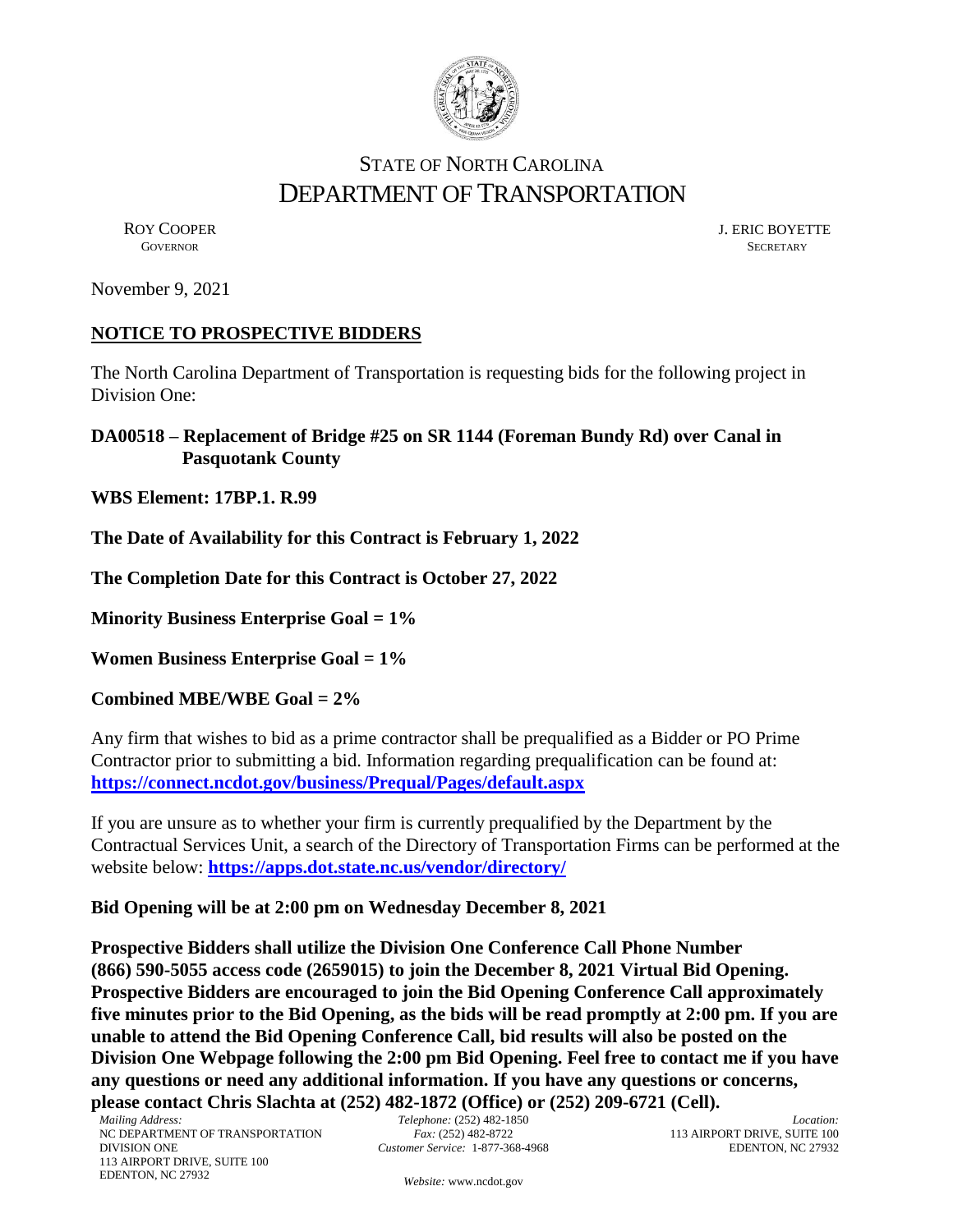STATE OF NORTH CAROLINA
# DEPARTMENT OF TRANSPORTATION

ROY COOPER
GOVERNOR

J. ERIC BOYETTE
SECRETARY

November 9, 2021

## **NOTICE TO PROSPECTIVE BIDDERS**

The North Carolina Department of Transportation is requesting bids for the following project in Division One:

**DA00518 – Replacement of Bridge #25 on SR 1144 (Foreman Bundy Rd) over Canal in Pasquotank County**

**WBS Element: 17BP.1. R.99**

**The Date of Availability for this Contract is February 1, 2022**

**The Completion Date for this Contract is October 27, 2022**

**Minority Business Enterprise Goal = 1%**

**Women Business Enterprise Goal = 1%**

**Combined MBE/WBE Goal = 2%**

Any firm that wishes to bid as a prime contractor shall be prequalified as a Bidder or PO Prime Contractor prior to submitting a bid. Information regarding prequalification can be found at: **https://connect.ncdot.gov/business/Prequal/Pages/default.aspx**

If you are unsure as to whether your firm is currently prequalified by the Department by the Contractual Services Unit, a search of the Directory of Transportation Firms can be performed at the website below: **https://apps.dot.state.nc.us/vendor/directory/**

**Bid Opening will be at 2:00 pm on Wednesday December 8, 2021**

**Prospective Bidders shall utilize the Division One Conference Call Phone Number (866) 590-5055 access code (2659015) to join the December 8, 2021 Virtual Bid Opening. Prospective Bidders are encouraged to join the Bid Opening Conference Call approximately five minutes prior to the Bid Opening, as the bids will be read promptly at 2:00 pm. If you are unable to attend the Bid Opening Conference Call, bid results will also be posted on the Division One Webpage following the 2:00 pm Bid Opening. Feel free to contact me if you have any questions or need any additional information. If you have any questions or concerns, please contact Chris Slachta at (252) 482-1872 (Office) or (252) 209-6721 (Cell).**

*Mailing Address:*
NC DEPARTMENT OF TRANSPORTATION
DIVISION ONE
113 AIRPORT DRIVE, SUITE 100
EDENTON, NC 27932

*Telephone:* (252) 482-1850
*Fax:* (252) 482-8722
*Customer Service:* 1-877-368-4968

*Website:* www.ncdot.gov

*Location:*
113 AIRPORT DRIVE, SUITE 100
EDENTON, NC 27932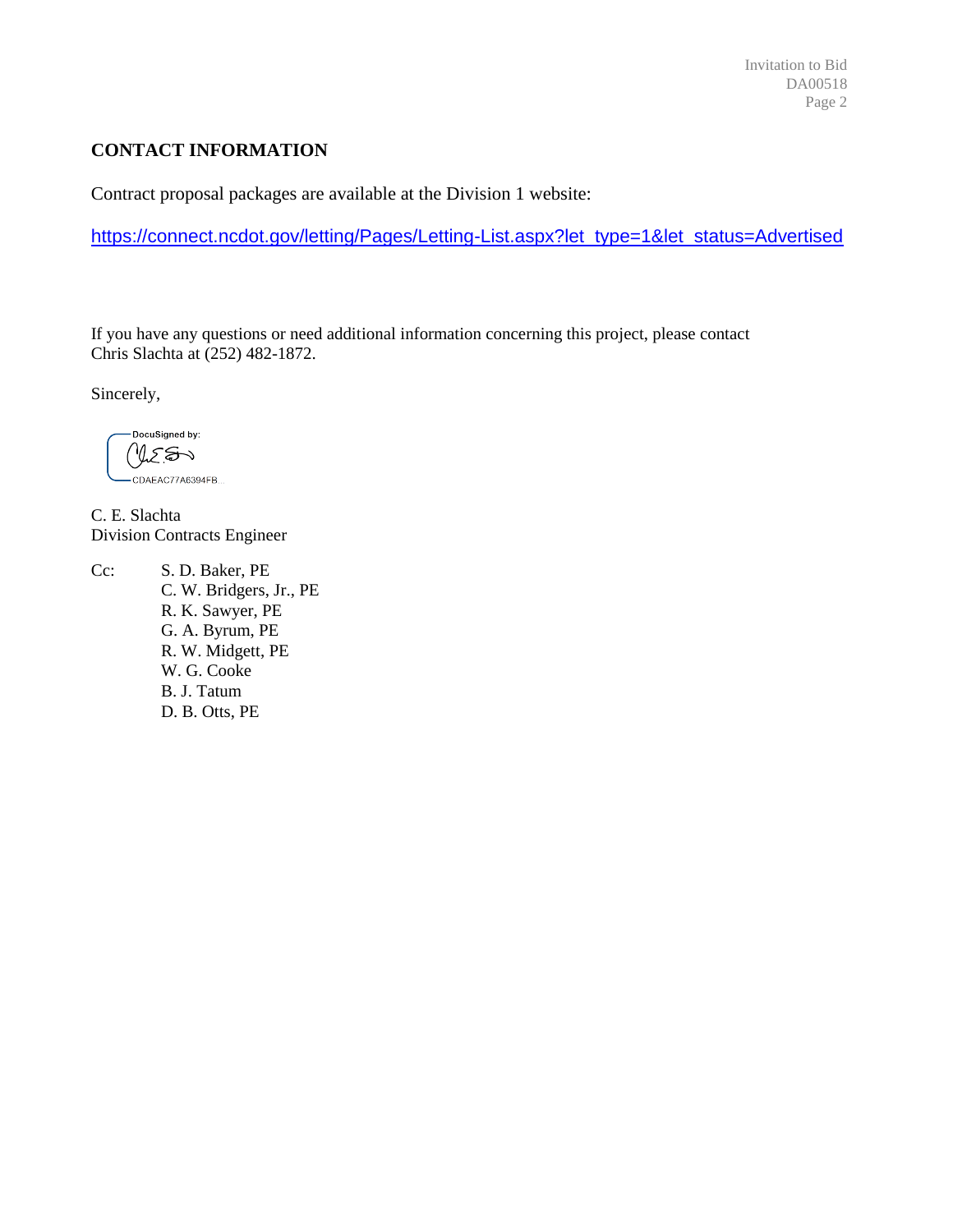## CONTACT INFORMATION

Contract proposal packages are available at the Division 1 website:

https://connect.ncdot.gov/letting/Pages/Letting-List.aspx?let_type=1&let_status=Advertised

If you have any questions or need additional information concerning this project, please contact Chris Slachta at (252) 482-1872.

Sincerely,

DocuSigned by:

CDAEAC77A6394FB...

C. E. Slachta
Division Contracts Engineer

Cc: S. D. Baker, PE
C. W. Bridgers, Jr., PE
R. K. Sawyer, PE
G. A. Byrum, PE
R. W. Midgett, PE
W. G. Cooke
B. J. Tatum
D. B. Otts, PE